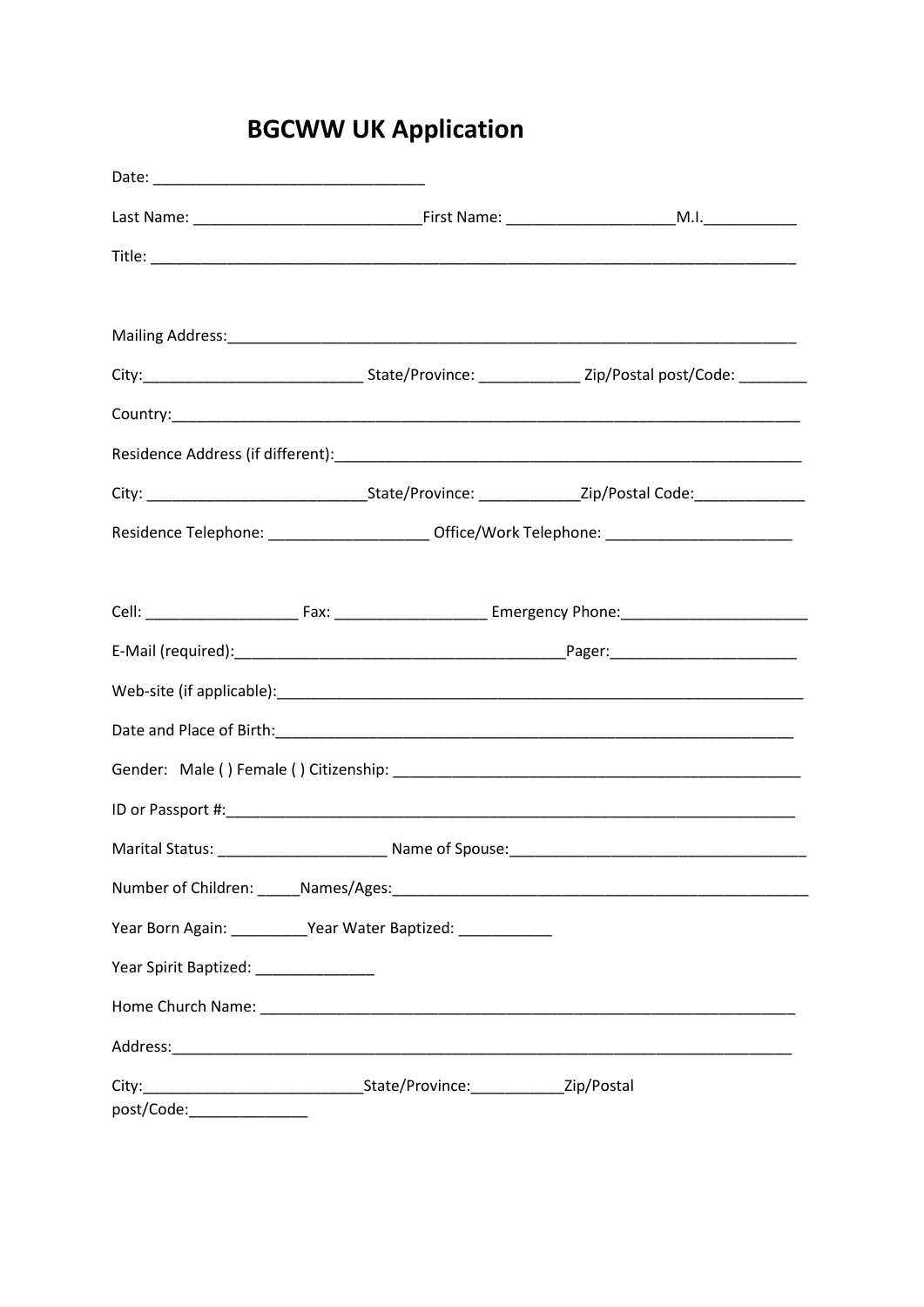# BGCWW UK Application

Date: ________________________________

Last Name: ___________________________First Name: ____________________M.I.___________

Title: ________________________________________________________________________________

Mailing Address:_________________________________________________________________

City:___________________________ State/Province: ____________ Zip/Postal post/Code: ________

Country:________________________________________________________________________

Residence Address (if different):_________________________________________________________

City: __________________________State/Province: ____________Zip/Postal Code:_____________

Residence Telephone: ___________________ Office/Work Telephone: ______________________

Cell: __________________ Fax: __________________ Emergency Phone:______________________

E-Mail (required):_______________________________________Pager:______________________

Web-site (if applicable):________________________________________________________________

Date and Place of Birth:_______________________________________________________________

Gender: Male ( ) Female ( ) Citizenship: _________________________________________________

ID or Passport #:_______________________________________________________________________

Marital Status: ____________________ Name of Spouse:___________________________________

Number of Children: _____Names/Ages:___________________________________________________

Year Born Again: _________Year Water Baptized: ___________

Year Spirit Baptized: ______________

Home Church Name: __________________________________________________________________

Address:________________________________________________________________________

City:__________________________State/Province:___________Zip/Postal post/Code:______________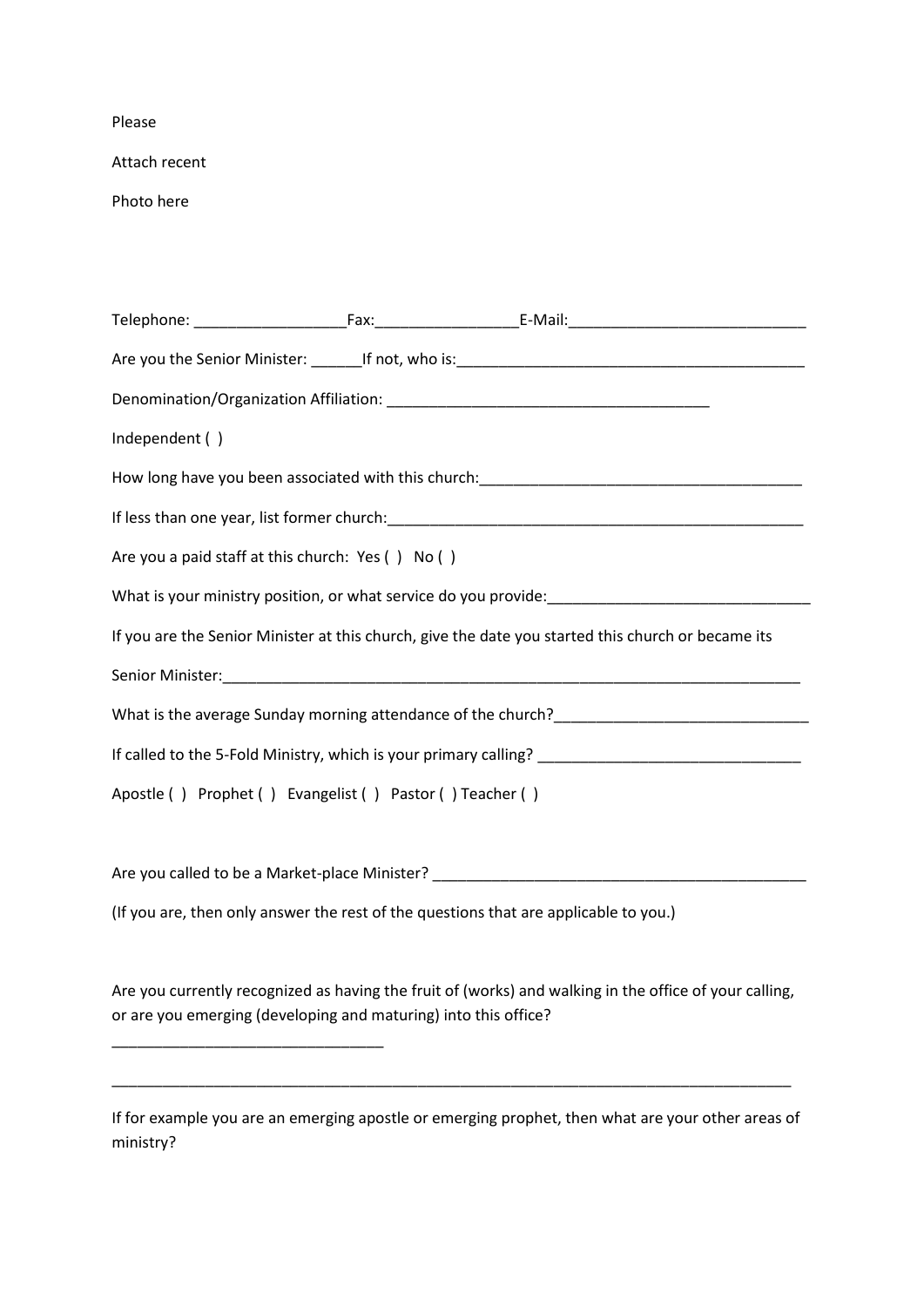Please

Attach recent

Photo here

Telephone: __________________Fax:_________________E-Mail:____________________________

Are you the Senior Minister: ______If not, who is:__________________________________________

Denomination/Organization Affiliation: _______________________________________

Independent ( )

How long have you been associated with this church:_______________________________________

If less than one year, list former church:____________________________________________________

Are you a paid staff at this church: Yes ( ) No ( )

What is your ministry position, or what service do you provide:________________________________

If you are the Senior Minister at this church, give the date you started this church or became its

Senior Minister:__________________________________________________________________________

What is the average Sunday morning attendance of the church?_______________________________

If called to the 5-Fold Ministry, which is your primary calling? ________________________________

Apostle ( ) Prophet ( ) Evangelist ( ) Pastor ( ) Teacher ( )

Are you called to be a Market-place Minister? ______________________________________________

(If you are, then only answer the rest of the questions that are applicable to you.)

Are you currently recognized as having the fruit of (works) and walking in the office of your calling, or are you emerging (developing and maturing) into this office?

________________________________

____________________________________________________________________________________

If for example you are an emerging apostle or emerging prophet, then what are your other areas of ministry?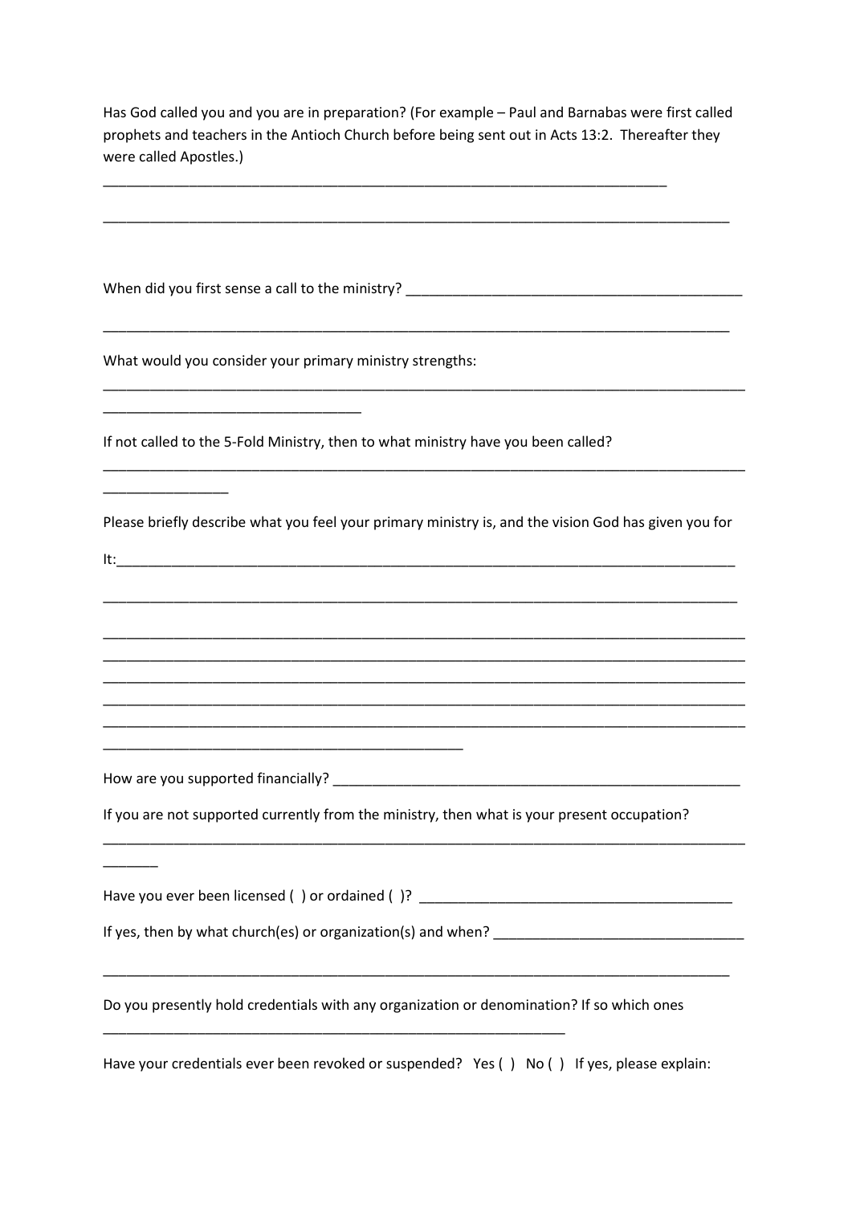Has God called you and you are in preparation? (For example – Paul and Barnabas were first called prophets and teachers in the Antioch Church before being sent out in Acts 13:2. Thereafter they were called Apostles.)

___________________________________________________________________________

______________________________________________________________________________________

When did you first sense a call to the ministry? _____________________________________________

______________________________________________________________________________________

What would you consider your primary ministry strengths:

______________________________________________________________________________________

__________________________________

If not called to the 5-Fold Ministry, then to what ministry have you been called?

______________________________________________________________________________________

________________

Please briefly describe what you feel your primary ministry is, and the vision God has given you for

It:___________________________________________________________________________________

______________________________________________________________________________________

______________________________________________________________________________________

______________________________________________________________________________________

______________________________________________________________________________________

______________________________________________________________________________________

______________________________________________________________________________________

________________________________________________

How are you supported financially? _______________________________________________________

If you are not supported currently from the ministry, then what is your present occupation?

______________________________________________________________________________________

_______

Have you ever been licensed ( ) or ordained ( )? __________________________________________

If yes, then by what church(es) or organization(s) and when? _________________________________

______________________________________________________________________________________

Do you presently hold credentials with any organization or denomination? If so which ones

______________________________________________________________

Have your credentials ever been revoked or suspended? Yes ( ) No ( ) If yes, please explain: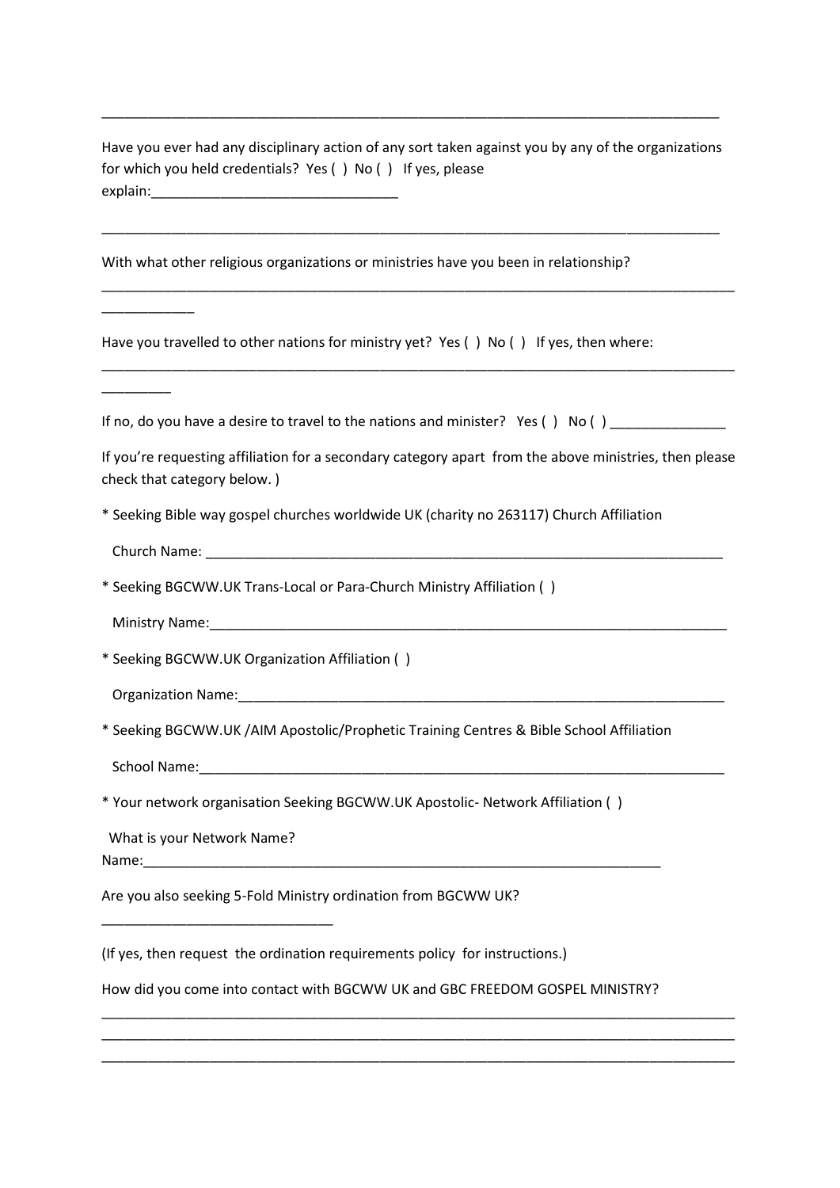______________________________________________________________________________

Have you ever had any disciplinary action of any sort taken against you by any of the organizations for which you held credentials? Yes ( ) No ( ) If yes, please explain:________________________________

______________________________________________________________________________

With what other religious organizations or ministries have you been in relationship?

________________________________________________________________________________
____________

Have you travelled to other nations for ministry yet? Yes ( ) No ( ) If yes, then where:

________________________________________________________________________________
_________

If no, do you have a desire to travel to the nations and minister? Yes ( ) No ( ) _______________

If you're requesting affiliation for a secondary category apart from the above ministries, then please check that category below. )

* Seeking Bible way gospel churches worldwide UK (charity no 263117) Church Affiliation

Church Name: ____________________________________________________________________

* Seeking BGCWW.UK Trans-Local or Para-Church Ministry Affiliation ( )

Ministry Name:___________________________________________________________________

* Seeking BGCWW.UK Organization Affiliation ( )

Organization Name:_______________________________________________________________

* Seeking BGCWW.UK /AIM Apostolic/Prophetic Training Centres & Bible School Affiliation

School Name:_____________________________________________________________________

* Your network organisation Seeking BGCWW.UK Apostolic- Network Affiliation ( )

What is your Network Name?
Name:_______________________________________________________________________

Are you also seeking 5-Fold Ministry ordination from BGCWW UK?

______________________________

(If yes, then request the ordination requirements policy for instructions.)

How did you come into contact with BGCWW UK and GBC FREEDOM GOSPEL MINISTRY?

________________________________________________________________________________
________________________________________________________________________________
________________________________________________________________________________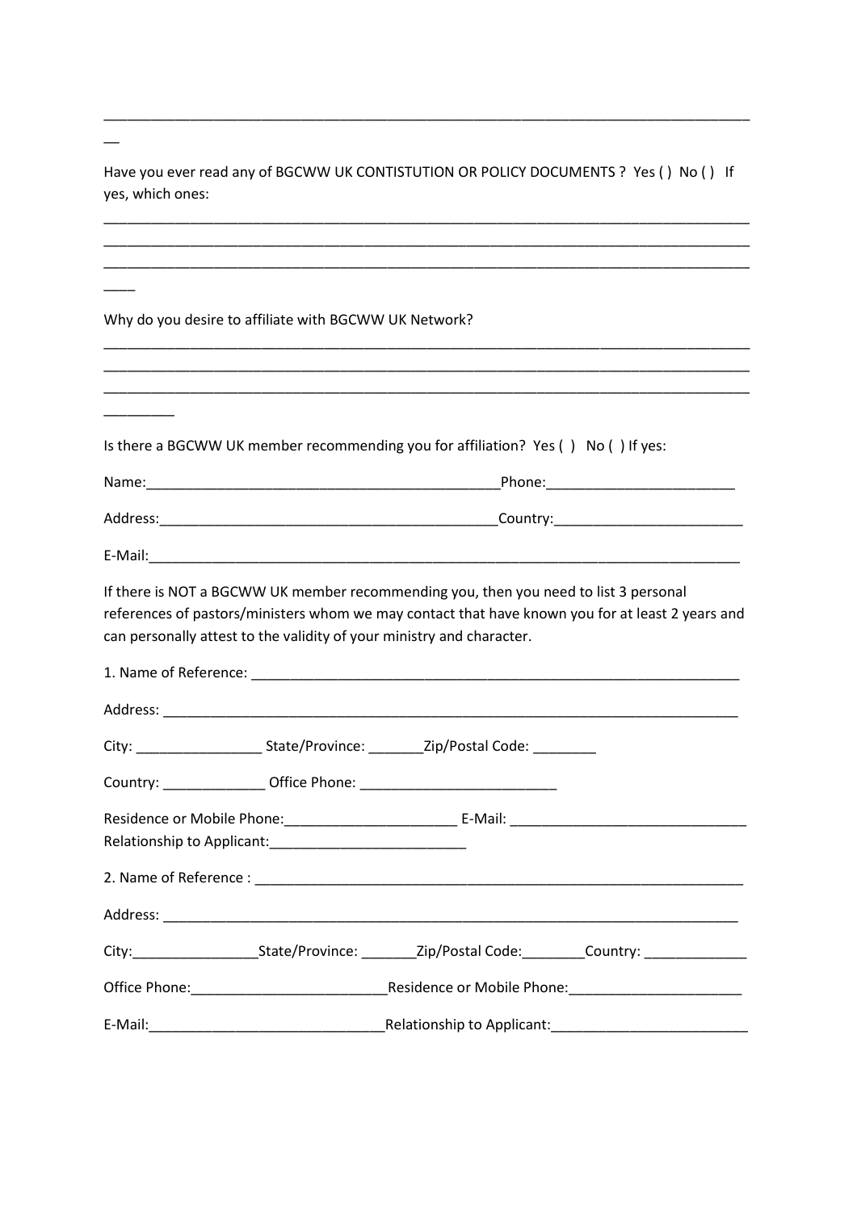_____________________________________________________________________________________

Have you ever read any of BGCWW UK CONTISTUTION OR POLICY DOCUMENTS ? Yes ( ) No ( ) If yes, which ones:

_____________________________________________________________________________________
_____________________________________________________________________________________
_____________________________________________________________________________________

Why do you desire to affiliate with BGCWW UK Network?

_____________________________________________________________________________________
_____________________________________________________________________________________
_____________________________________________________________________________________

Is there a BGCWW UK member recommending you for affiliation? Yes ( ) No ( ) If yes:

Name:_____________________________________________Phone:_______________________

Address:___________________________________________Country:_______________________

E-Mail:___________________________________________________________________________

If there is NOT a BGCWW UK member recommending you, then you need to list 3 personal references of pastors/ministers whom we may contact that have known you for at least 2 years and can personally attest to the validity of your ministry and character.

1. Name of Reference: ____________________________________________________________

Address: ________________________________________________________________________

City: ________________ State/Province: _______Zip/Postal Code: ________

Country: _____________ Office Phone: _________________________

Residence or Mobile Phone:______________________ E-Mail: ______________________________
Relationship to Applicant:_________________________

2. Name of Reference : ____________________________________________________________

Address: ________________________________________________________________________

City:________________State/Province: _______Zip/Postal Code:________Country: _____________

Office Phone:_________________________Residence or Mobile Phone:______________________

E-Mail:______________________________Relationship to Applicant:_________________________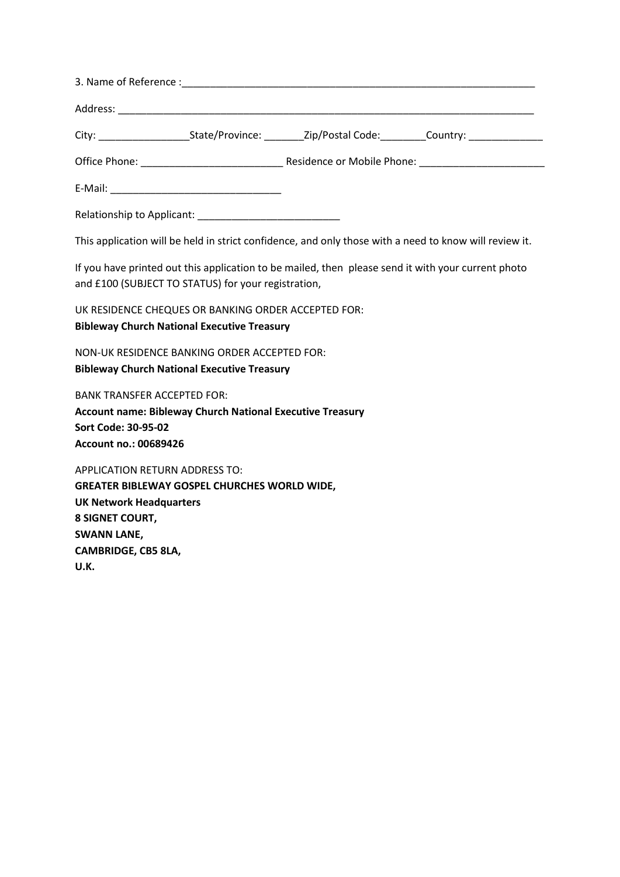3. Name of Reference :_______________________________________________________________

Address: ____________________________________________________________________________

City: ________________State/Province: _______Zip/Postal Code:________Country: _____________

Office Phone: _________________________ Residence or Mobile Phone: ______________________

E-Mail: ______________________________

Relationship to Applicant: _________________________

This application will be held in strict confidence, and only those with a need to know will review it.

If you have printed out this application to be mailed, then please send it with your current photo and £100 (SUBJECT TO STATUS) for your registration,

UK RESIDENCE CHEQUES OR BANKING ORDER ACCEPTED FOR:
**Bibleway Church National Executive Treasury**

NON-UK RESIDENCE BANKING ORDER ACCEPTED FOR:
**Bibleway Church National Executive Treasury**

BANK TRANSFER ACCEPTED FOR:
**Account name: Bibleway Church National Executive Treasury**
**Sort Code: 30-95-02**
**Account no.: 00689426**

APPLICATION RETURN ADDRESS TO:
**GREATER BIBLEWAY GOSPEL CHURCHES WORLD WIDE,**
**UK Network Headquarters**
**8 SIGNET COURT,**
**SWANN LANE,**
**CAMBRIDGE, CB5 8LA,**
**U.K.**